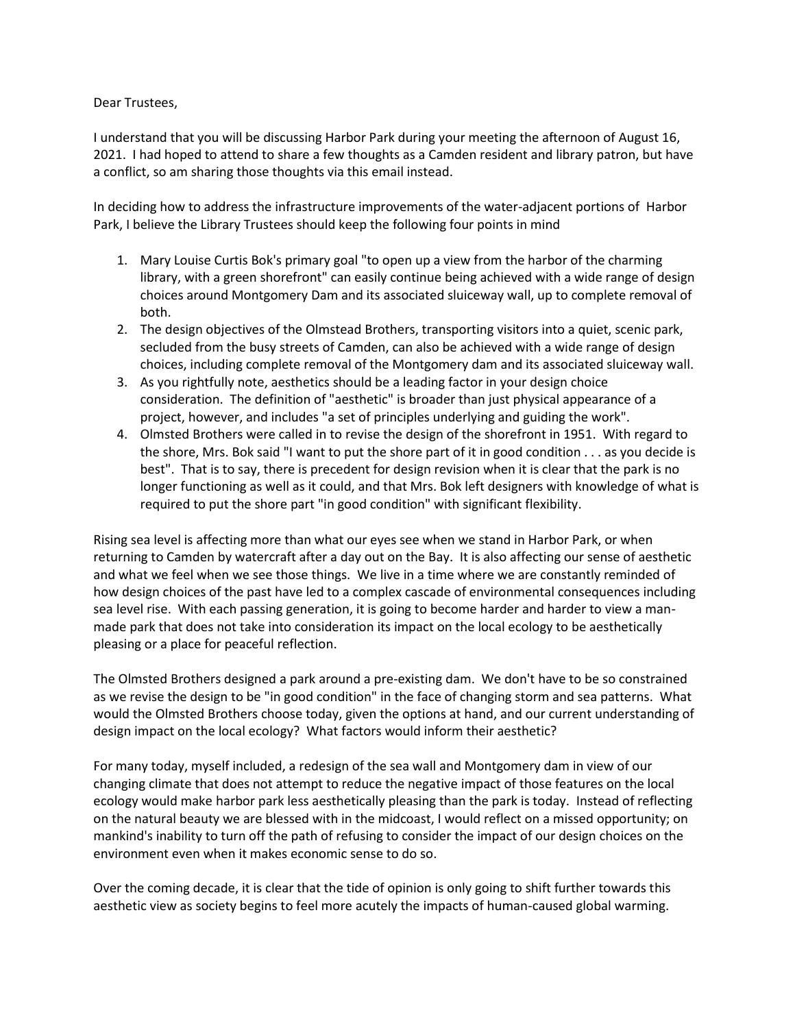Dear Trustees,

I understand that you will be discussing Harbor Park during your meeting the afternoon of August 16, 2021. I had hoped to attend to share a few thoughts as a Camden resident and library patron, but have a conflict, so am sharing those thoughts via this email instead.

In deciding how to address the infrastructure improvements of the water-adjacent portions of Harbor Park, I believe the Library Trustees should keep the following four points in mind

1. Mary Louise Curtis Bok's primary goal "to open up a view from the harbor of the charming library, with a green shorefront" can easily continue being achieved with a wide range of design choices around Montgomery Dam and its associated sluiceway wall, up to complete removal of both.
2. The design objectives of the Olmstead Brothers, transporting visitors into a quiet, scenic park, secluded from the busy streets of Camden, can also be achieved with a wide range of design choices, including complete removal of the Montgomery dam and its associated sluiceway wall.
3. As you rightfully note, aesthetics should be a leading factor in your design choice consideration. The definition of "aesthetic" is broader than just physical appearance of a project, however, and includes "a set of principles underlying and guiding the work".
4. Olmsted Brothers were called in to revise the design of the shorefront in 1951. With regard to the shore, Mrs. Bok said "I want to put the shore part of it in good condition . . . as you decide is best". That is to say, there is precedent for design revision when it is clear that the park is no longer functioning as well as it could, and that Mrs. Bok left designers with knowledge of what is required to put the shore part "in good condition" with significant flexibility.

Rising sea level is affecting more than what our eyes see when we stand in Harbor Park, or when returning to Camden by watercraft after a day out on the Bay. It is also affecting our sense of aesthetic and what we feel when we see those things. We live in a time where we are constantly reminded of how design choices of the past have led to a complex cascade of environmental consequences including sea level rise. With each passing generation, it is going to become harder and harder to view a man-made park that does not take into consideration its impact on the local ecology to be aesthetically pleasing or a place for peaceful reflection.

The Olmsted Brothers designed a park around a pre-existing dam. We don't have to be so constrained as we revise the design to be "in good condition" in the face of changing storm and sea patterns. What would the Olmsted Brothers choose today, given the options at hand, and our current understanding of design impact on the local ecology? What factors would inform their aesthetic?

For many today, myself included, a redesign of the sea wall and Montgomery dam in view of our changing climate that does not attempt to reduce the negative impact of those features on the local ecology would make harbor park less aesthetically pleasing than the park is today. Instead of reflecting on the natural beauty we are blessed with in the midcoast, I would reflect on a missed opportunity; on mankind's inability to turn off the path of refusing to consider the impact of our design choices on the environment even when it makes economic sense to do so.

Over the coming decade, it is clear that the tide of opinion is only going to shift further towards this aesthetic view as society begins to feel more acutely the impacts of human-caused global warming.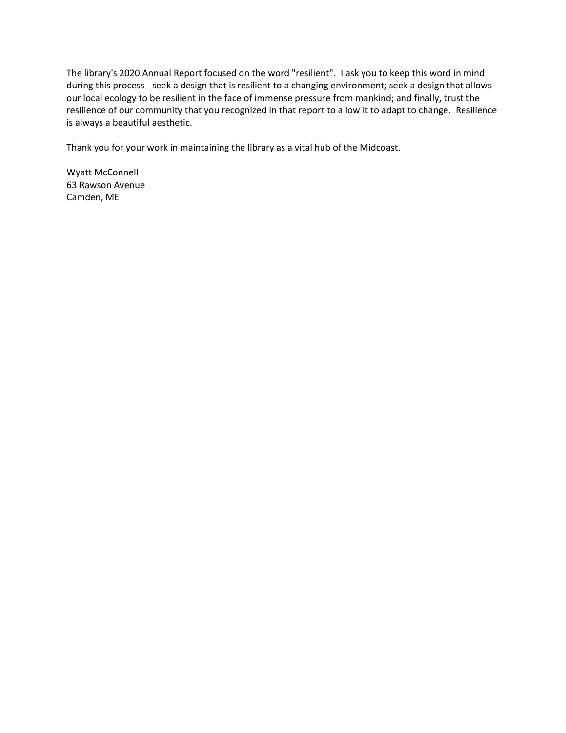The library's 2020 Annual Report focused on the word "resilient". I ask you to keep this word in mind during this process - seek a design that is resilient to a changing environment; seek a design that allows our local ecology to be resilient in the face of immense pressure from mankind; and finally, trust the resilience of our community that you recognized in that report to allow it to adapt to change. Resilience is always a beautiful aesthetic.

Thank you for your work in maintaining the library as a vital hub of the Midcoast.

Wyatt McConnell
63 Rawson Avenue
Camden, ME